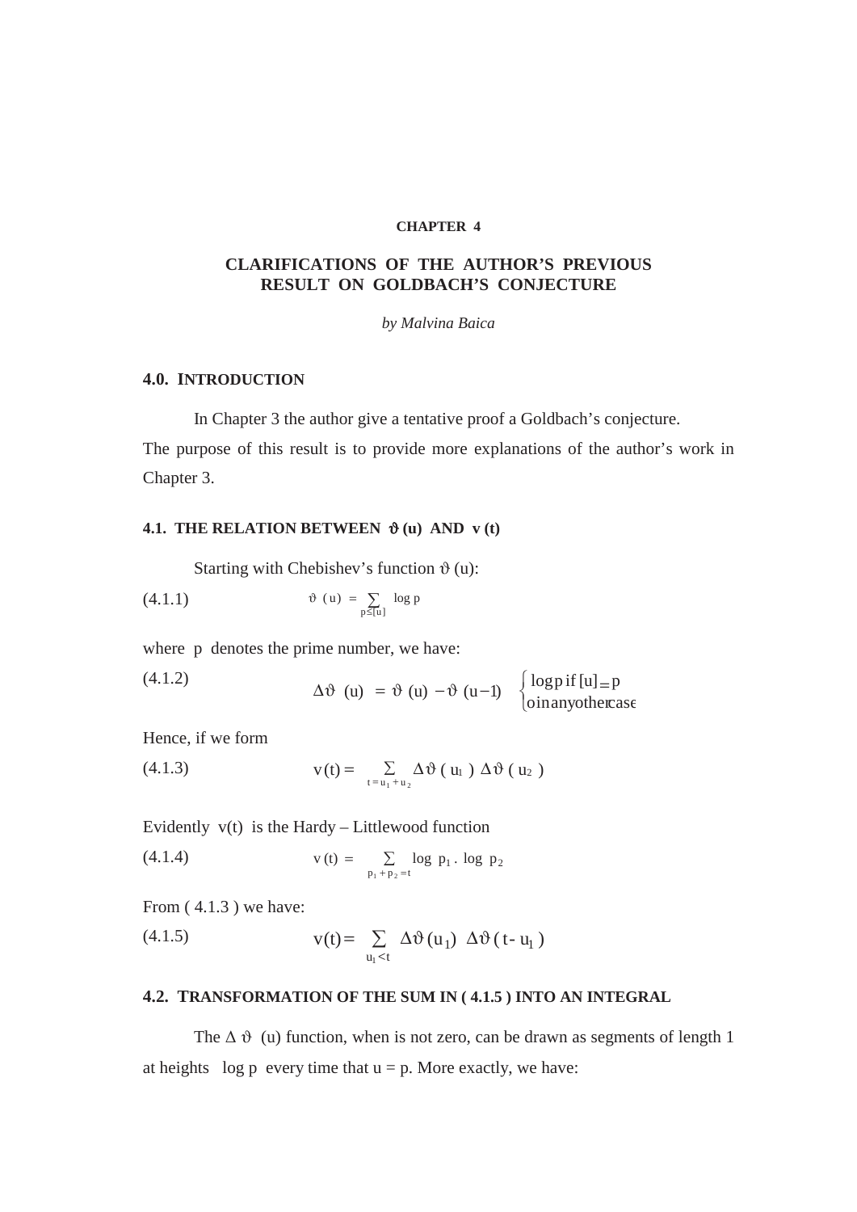**CHAPTER 4**

# CLARIFICATIONS OF THE AUTHOR'S PREVIOUS RESULT ON GOLDBACH'S CONJECTURE

*by Malvina Baica*

## 4.0. INTRODUCTION

In Chapter 3 the author give a tentative proof a Goldbach's conjecture. The purpose of this result is to provide more explanations of the author's work in Chapter 3.

### 4.1. THE RELATION BETWEEN $\vartheta$ (u) AND v (t)

Starting with Chebishev's function $\vartheta$ (u):

(4.1.1) $$\vartheta(u) = \sum_{p \le [u]} \log p$$

where p denotes the prime number, we have:

(4.1.2) $$\Delta\vartheta(u) = \vartheta(u) - \vartheta(u-1) \quad \begin{cases} \log p \text{ if } [u] = p \\ o \text{ in any other case} \end{cases}$$

Hence, if we form

(4.1.3) $$v(t) = \sum_{t = u_1 + u_2} \Delta\vartheta(u_1)\, \Delta\vartheta(u_2)$$

Evidently v(t) is the Hardy – Littlewood function

(4.1.4) $$v(t) = \sum_{p_1 + p_2 = t} \log p_1 \,.\, \log p_2$$

From ( 4.1.3 ) we have:

(4.1.5) $$v(t) = \sum_{u_1 < t} \Delta\vartheta(u_1)\, \Delta\vartheta(t - u_1)$$

## 4.2. TRANSFORMATION OF THE SUM IN ( 4.1.5 ) INTO AN INTEGRAL

The $\Delta\,\vartheta$ (u) function, when is not zero, can be drawn as segments of length 1 at heights log p every time that u = p. More exactly, we have: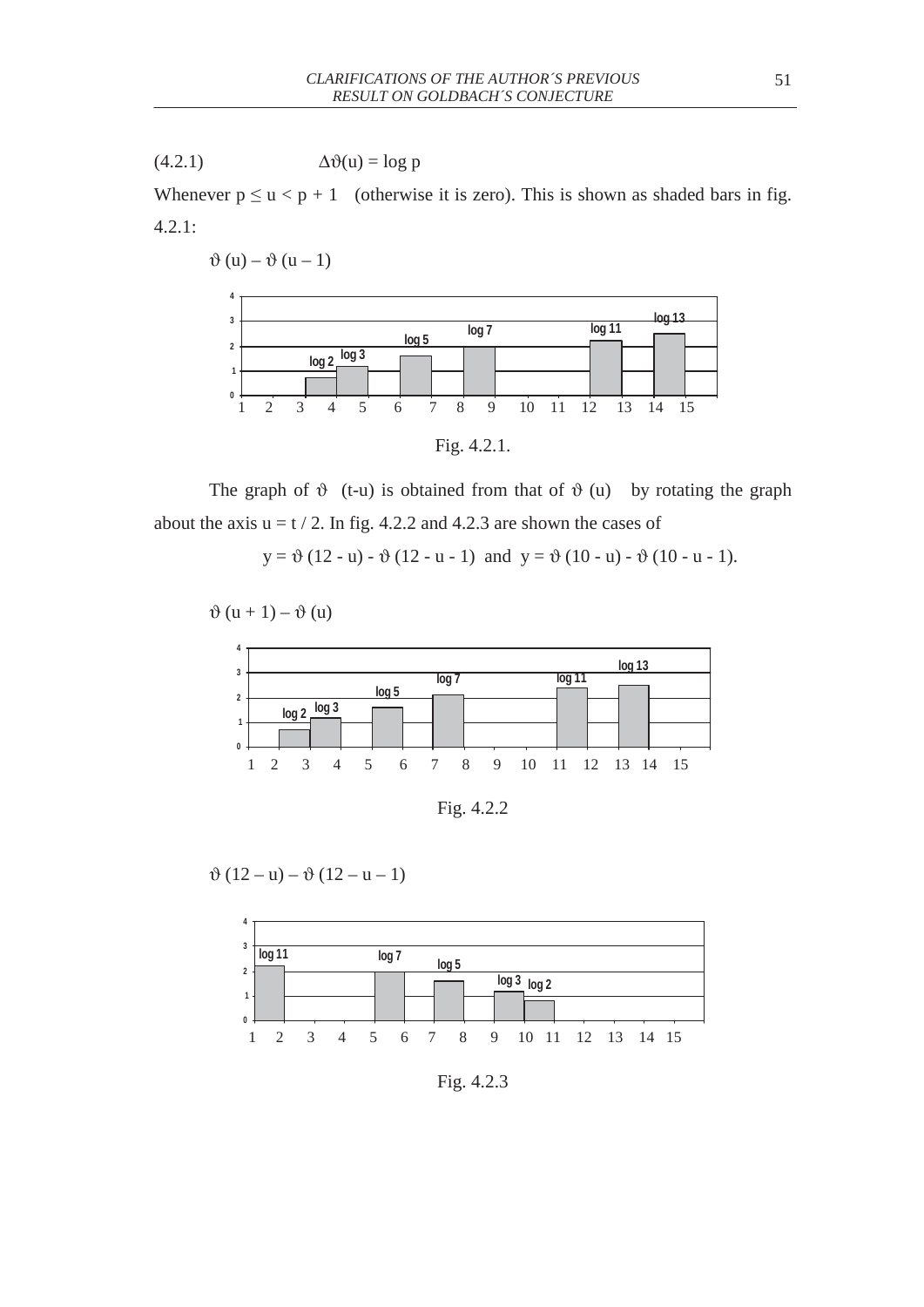$$(4.2.1) \qquad \Delta\vartheta(u) = \log p$$

Whenever $p \le u < p + 1$ (otherwise it is zero). This is shown as shaded bars in fig. 4.2.1:

$\vartheta(u) - \vartheta(u-1)$

4
3
2
1
0
log 2 log 3 log 5 log 7 log 11 log 13
1 2 3 4 5 6 7 8 9 10 11 12 13 14 15

Fig. 4.2.1.

The graph of $\vartheta$ (t-u) is obtained from that of $\vartheta$ (u) by rotating the graph about the axis $u = t / 2$. In fig. 4.2.2 and 4.2.3 are shown the cases of

$$y = \vartheta(12 - u) - \vartheta(12 - u - 1) \text{ and } y = \vartheta(10 - u) - \vartheta(10 - u - 1).$$

$\vartheta(u+1) - \vartheta(u)$

4
3
2
1
0
log 2 log 3 log 5 log 7 log 11 log 13
1 2 3 4 5 6 7 8 9 10 11 12 13 14 15

Fig. 4.2.2

$\vartheta(12 - u) - \vartheta(12 - u - 1)$

4
3
2
1
0
log 11 log 7 log 5 log 3 log 2
1 2 3 4 5 6 7 8 9 10 11 12 13 14 15

Fig. 4.2.3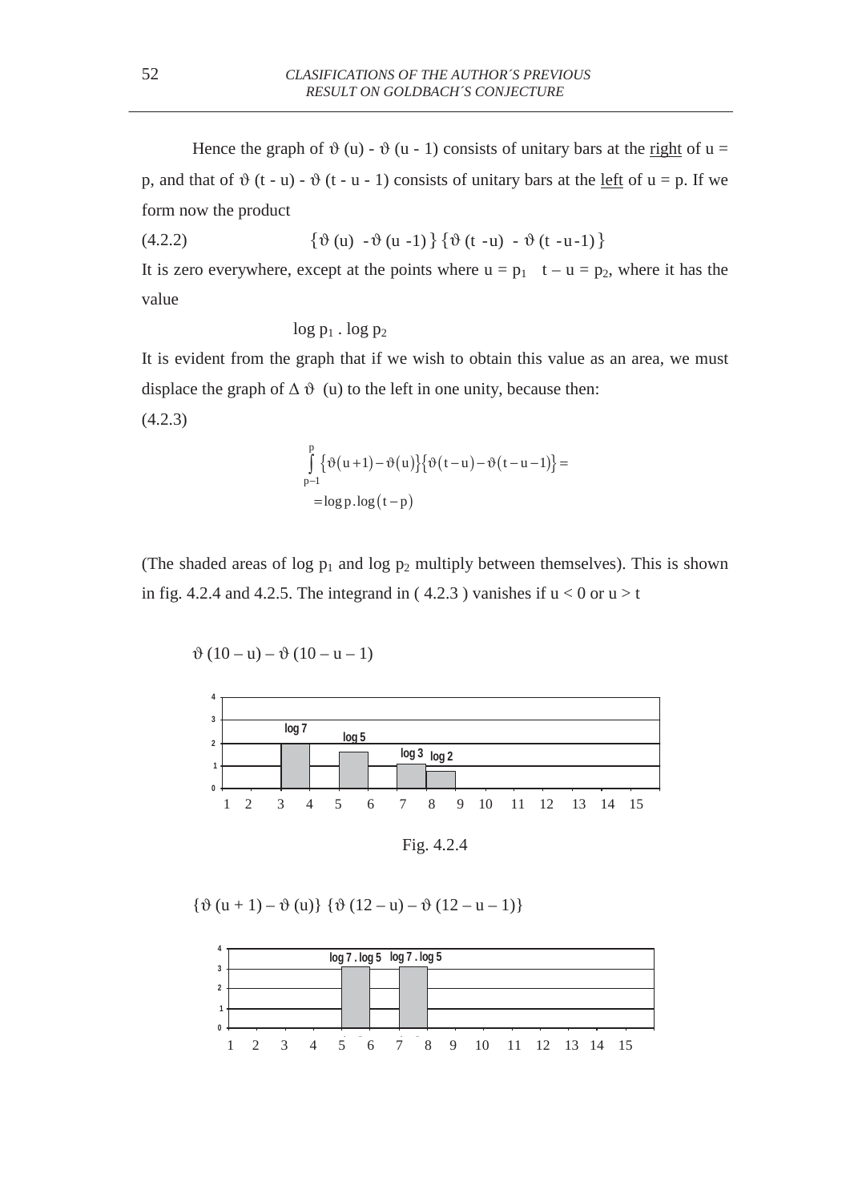Hence the graph of $\vartheta(u) - \vartheta(u - 1)$ consists of unitary bars at the <u>right</u> of $u = p$, and that of $\vartheta(t - u) - \vartheta(t - u - 1)$ consists of unitary bars at the <u>left</u> of $u = p$. If we form now the product

(4.2.2) $$\{\vartheta(u) - \vartheta(u-1)\}\{\vartheta(t-u) - \vartheta(t-u-1)\}$$

It is zero everywhere, except at the points where $u = p_1 \quad t - u = p_2$, where it has the value

$$\log p_1 \,.\, \log p_2$$

It is evident from the graph that if we wish to obtain this value as an area, we must displace the graph of $\Delta\vartheta(u)$ to the left in one unity, because then:

(4.2.3)

$$\int_{p-1}^{p} \{\vartheta(u+1) - \vartheta(u)\}\{\vartheta(t-u) - \vartheta(t-u-1)\} = \\ = \log p \,.\, \log(t-p)$$

(The shaded areas of $\log p_1$ and $\log p_2$ multiply between themselves). This is shown in fig. 4.2.4 and 4.2.5. The integrand in ( 4.2.3 ) vanishes if $u < 0$ or $u > t$

$\vartheta(10 - u) - \vartheta(10 - u - 1)$

4
3
2
1
0
log 7
log 5
log 3
log 2
1 2 3 4 5 6 7 8 9 10 11 12 13 14 15

Fig. 4.2.4

$\{\vartheta(u + 1) - \vartheta(u)\}\ \{\vartheta(12 - u) - \vartheta(12 - u - 1)\}$

4
3
2
1
0
log 7 . log 5
log 7 . log 5
1 2 3 4 5 6 7 8 9 10 11 12 13 14 15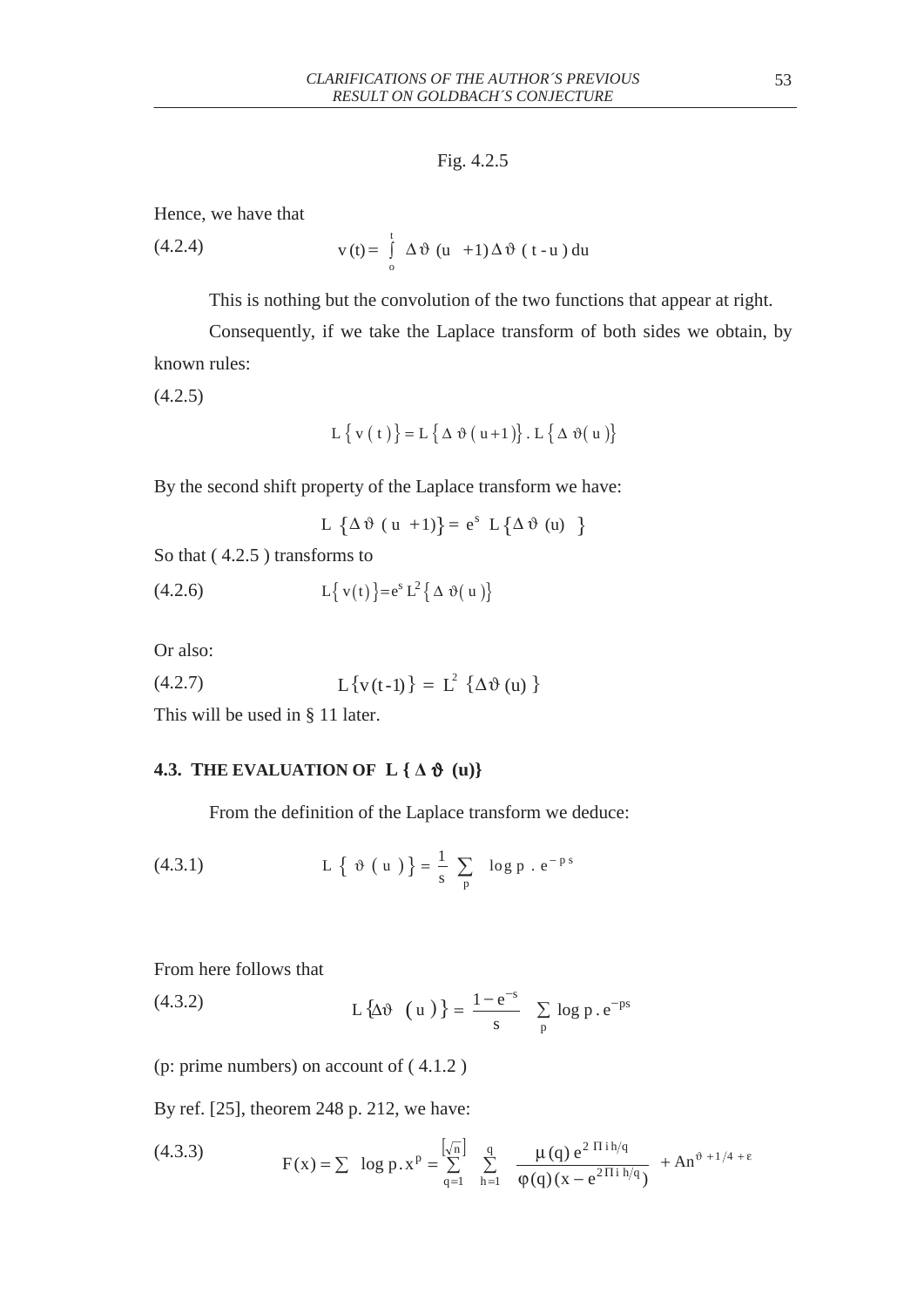Fig. 4.2.5

Hence, we have that

$$v(t) = \int_0^t \Delta\vartheta\,(u+1)\,\Delta\vartheta\,(t-u)\,du \tag{4.2.4}$$

This is nothing but the convolution of the two functions that appear at right.

Consequently, if we take the Laplace transform of both sides we obtain, by known rules:

(4.2.5)

$$L\{v(t)\} = L\{\Delta\vartheta(u+1)\} . L\{\Delta\vartheta(u)\}$$

By the second shift property of the Laplace transform we have:

$$L\{\Delta\vartheta\,(u+1)\} = e^{s}\,L\{\Delta\vartheta\,(u)\}$$

So that ( 4.2.5 ) transforms to

$$L\{v(t)\} = e^{s}\,L^{2}\{\Delta\vartheta(u)\} \tag{4.2.6}$$

Or also:

$$L\{v(t-1)\} = L^{2}\{\Delta\vartheta\,(u)\} \tag{4.2.7}$$

This will be used in § 11 later.

## 4.3. THE EVALUATION OF $L\{\Delta\vartheta\ (u)\}$

From the definition of the Laplace transform we deduce:

$$L\{\vartheta\,(u)\} = \frac{1}{s}\sum_{p} \log p\ .\ e^{-ps} \tag{4.3.1}$$

From here follows that

$$L\{\Delta\vartheta\ (u)\} = \frac{1-e^{-s}}{s}\sum_{p} \log p\ .\ e^{-ps} \tag{4.3.2}$$

(p: prime numbers) on account of ( 4.1.2 )

By ref. [25], theorem 248 p. 212, we have:

$$F(x) = \sum \log p\,.\,x^{p} = \sum_{q=1}^{[\sqrt{n}]}\sum_{h=1}^{q}\frac{\mu(q)\,e^{2\Pi i h/q}}{\varphi(q)\,(x-e^{2\Pi i h/q})} + An^{\vartheta+1/4+\varepsilon} \tag{4.3.3}$$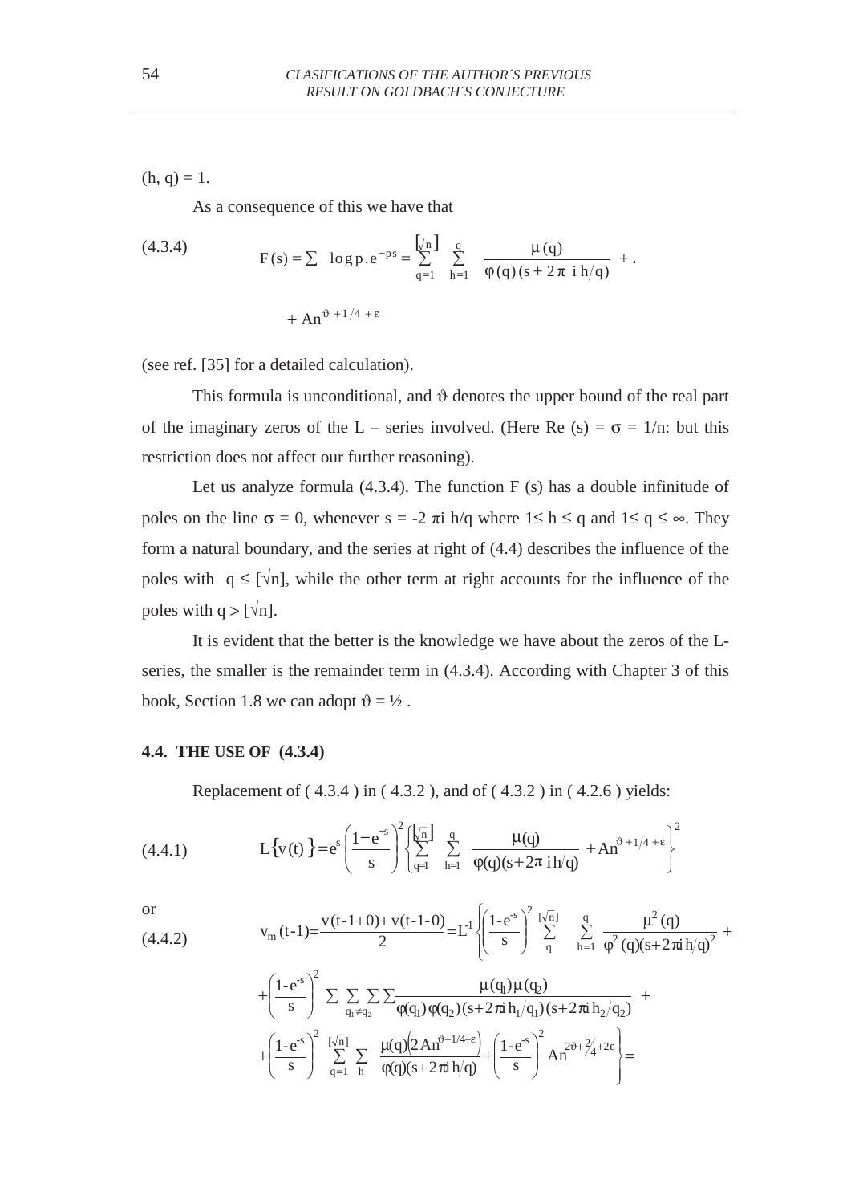$(h, q) = 1$.

As a consequence of this we have that

$$F(s) = \sum \log p . e^{-ps} = \sum_{q=1}^{[\sqrt{n}]} \sum_{h=1}^{q} \frac{\mu(q)}{\varphi(q)(s + 2\pi i h/q)} + \qquad (4.3.4)$$

$$+ An^{\vartheta + 1/4 + \varepsilon}$$

(see ref. [35] for a detailed calculation).

This formula is unconditional, and $\vartheta$ denotes the upper bound of the real part of the imaginary zeros of the L – series involved. (Here Re (s) = $\sigma = 1/n$: but this restriction does not affect our further reasoning).

Let us analyze formula (4.3.4). The function F (s) has a double infinitude of poles on the line $\sigma = 0$, whenever $s = -2\pi i h/q$ where $1 \leq h \leq q$ and $1 \leq q \leq \infty$. They form a natural boundary, and the series at right of (4.4) describes the influence of the poles with $q \leq [\sqrt{n}]$, while the other term at right accounts for the influence of the poles with $q > [\sqrt{n}]$.

It is evident that the better is the knowledge we have about the zeros of the L-series, the smaller is the remainder term in (4.3.4). According with Chapter 3 of this book, Section 1.8 we can adopt $\vartheta = ½$ .

## 4.4. THE USE OF (4.3.4)

Replacement of ( 4.3.4 ) in ( 4.3.2 ), and of ( 4.3.2 ) in ( 4.2.6 ) yields:

$$L\{v(t)\} = e^{s} \left( \frac{1-e^{-s}}{s} \right)^{2} \left\{ \sum_{q=1}^{[\sqrt{n}]} \sum_{h=1}^{q} \frac{\mu(q)}{\varphi(q)(s+2\pi i h/q)} + An^{\vartheta + 1/4 + \varepsilon} \right\}^{2} \qquad (4.4.1)$$

or

$$v_m(t-1) = \frac{v(t-1+0)+v(t-1-0)}{2} = L^{-1} \left\{ \left( \frac{1-e^{-s}}{s} \right)^{2} \sum_{q}^{[\sqrt{n}]} \sum_{h=1}^{q} \frac{\mu^2(q)}{\varphi^2(q)(s+2\pi i h/q)^2} + \right. \qquad (4.4.2)$$

$$+ \left( \frac{1-e^{-s}}{s} \right)^{2} \sum \sum_{q_1 \neq q_2} \sum \sum \frac{\mu(q_1)\mu(q_2)}{\varphi(q_1)\varphi(q_2)(s+2\pi i h_1/q_1)(s+2\pi i h_2/q_2)} +$$

$$\left. + \left( \frac{1-e^{-s}}{s} \right)^{2} \sum_{q=1}^{[\sqrt{n}]} \sum_{h} \frac{\mu(q)\left(2An^{\vartheta+1/4+\varepsilon}\right)}{\varphi(q)(s+2\pi i h/q)} + \left( \frac{1-e^{-s}}{s} \right)^{2} An^{2\vartheta + 2/4 + 2\varepsilon} \right\} =$$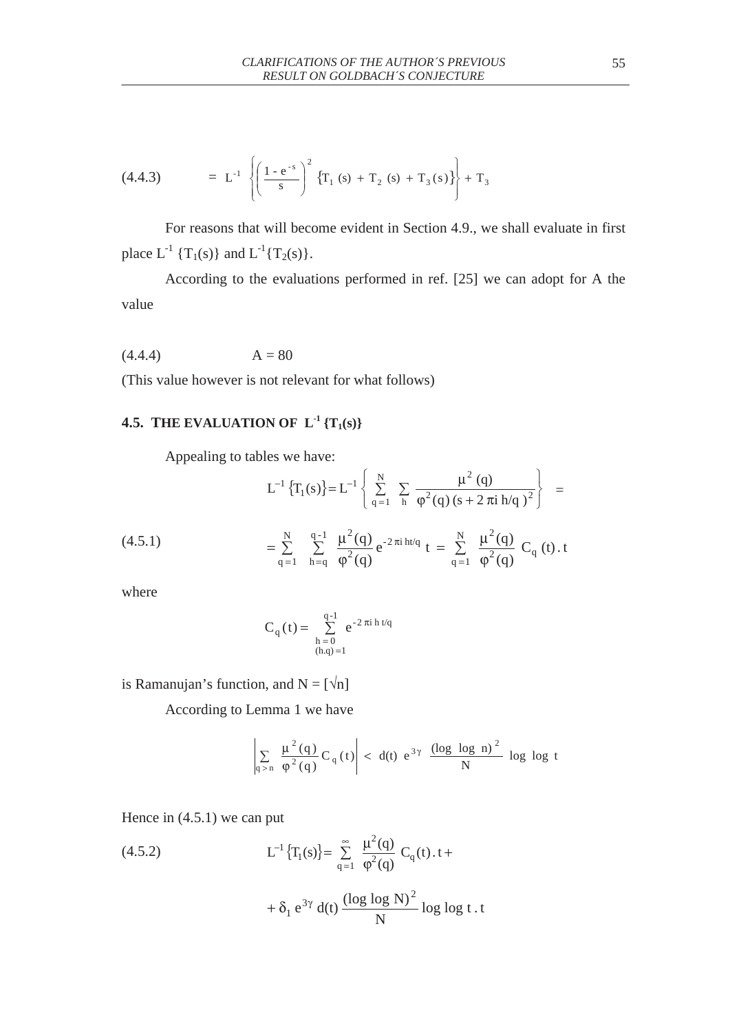$$(4.4.3) \qquad = L^{-1}\left\{\left(\frac{1-e^{-s}}{s}\right)^2 \{T_1(s) + T_2(s) + T_3(s)\}\right\} + T_3$$

For reasons that will become evident in Section 4.9., we shall evaluate in first place $L^{-1}\{T_1(s)\}$ and $L^{-1}\{T_2(s)\}$.

According to the evaluations performed in ref. [25] we can adopt for A the value

$$(4.4.4) \qquad A = 80$$

(This value however is not relevant for what follows)

## 4.5. THE EVALUATION OF $L^{-1}\{T_1(s)\}$

Appealing to tables we have:

$$L^{-1}\{T_1(s)\} = L^{-1}\left\{\sum_{q=1}^{N}\sum_{h}\frac{\mu^2(q)}{\varphi^2(q)\,(s+2\pi i\,h/q)^2}\right\} =$$

$$(4.5.1) \qquad = \sum_{q=1}^{N}\sum_{h=q}^{q-1}\frac{\mu^2(q)}{\varphi^2(q)}e^{-2\pi i\,ht/q}\,t = \sum_{q=1}^{N}\frac{\mu^2(q)}{\varphi^2(q)}\,C_q(t)\,.\,t$$

where

$$C_q(t) = \sum_{\substack{h=0\\(h.q)=1}}^{q-1} e^{-2\pi i\,h\,t/q}$$

is Ramanujan's function, and $N = [\sqrt{n}]$

According to Lemma 1 we have

$$\left|\sum_{q>n}\frac{\mu^2(q)}{\varphi^2(q)}C_q(t)\right| < d(t)\; e^{3\gamma}\;\frac{(\log\;\log\;n)^2}{N}\;\log\;\log\;t$$

Hence in (4.5.1) we can put

$$(4.5.2) \qquad L^{-1}\{T_1(s)\} = \sum_{q=1}^{\infty}\frac{\mu^2(q)}{\varphi^2(q)}\,C_q(t)\,.\,t +$$

$$+\,\delta_1\,e^{3\gamma}\,d(t)\,\frac{(\log\log N)^2}{N}\log\log t\,.\,t$$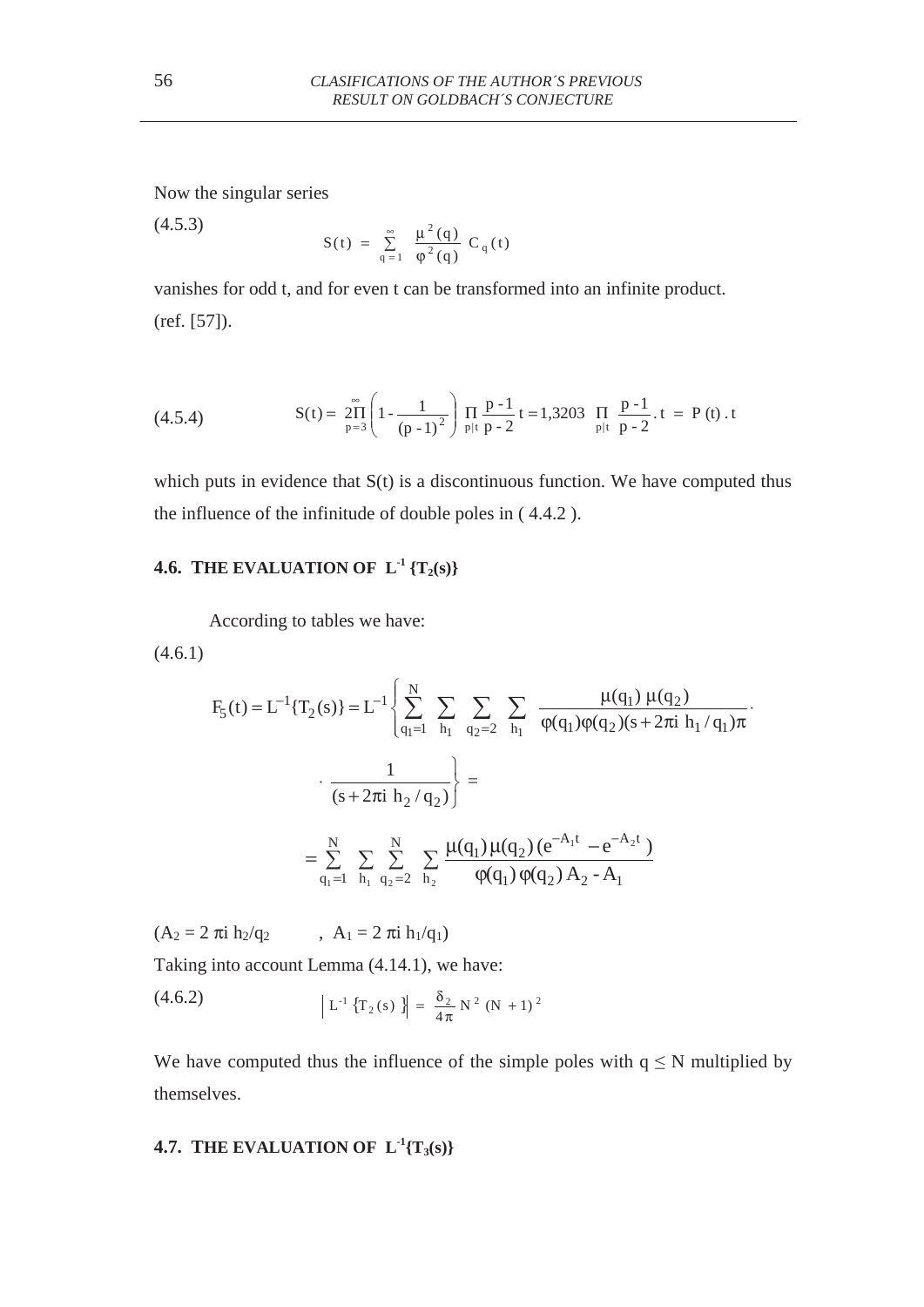Now the singular series

(4.5.3)

$$S(t) = \sum_{q=1}^{\infty} \frac{\mu^2(q)}{\varphi^2(q)} C_q(t)$$

vanishes for odd t, and for even t can be transformed into an infinite product. (ref. [57]).

(4.5.4)

$$S(t) = 2\prod_{p=3}^{\infty}\left(1 - \frac{1}{(p-1)^2}\right) \prod_{p|t} \frac{p-1}{p-2}\, t = 1{,}3203 \prod_{p|t} \frac{p-1}{p-2} . t = P(t) . t$$

which puts in evidence that S(t) is a discontinuous function. We have computed thus the influence of the infinitude of double poles in ( 4.4.2 ).

## 4.6. THE EVALUATION OF $L^{-1}\{T_2(s)\}$

According to tables we have:

(4.6.1)

$$F_5(t) = L^{-1}\{T_2(s)\} = L^{-1}\left\{ \sum_{q_1=1}^{N} \sum_{h_1} \sum_{q_2=2} \sum_{h_1} \frac{\mu(q_1)\,\mu(q_2)}{\varphi(q_1)\varphi(q_2)(s + 2\pi i\, h_1/q_1)\pi} \cdot \frac{1}{(s + 2\pi i\, h_2/q_2)} \right\} =$$

$$= \sum_{q_1=1}^{N} \sum_{h_1} \sum_{q_2=2}^{N} \sum_{h_2} \frac{\mu(q_1)\,\mu(q_2)\,(e^{-A_1 t} - e^{-A_2 t})}{\varphi(q_1)\,\varphi(q_2)\,A_2 - A_1}$$

($A_2 = 2\pi i\, h_2/q_2$ , $A_1 = 2\pi i\, h_1/q_1$)

Taking into account Lemma (4.14.1), we have:

(4.6.2)

$$\left| L^{-1}\{T_2(s)\} \right| = \frac{\delta_2}{4\pi} N^2 (N+1)^2$$

We have computed thus the influence of the simple poles with $q \le N$ multiplied by themselves.

## 4.7. THE EVALUATION OF $L^{-1}\{T_3(s)\}$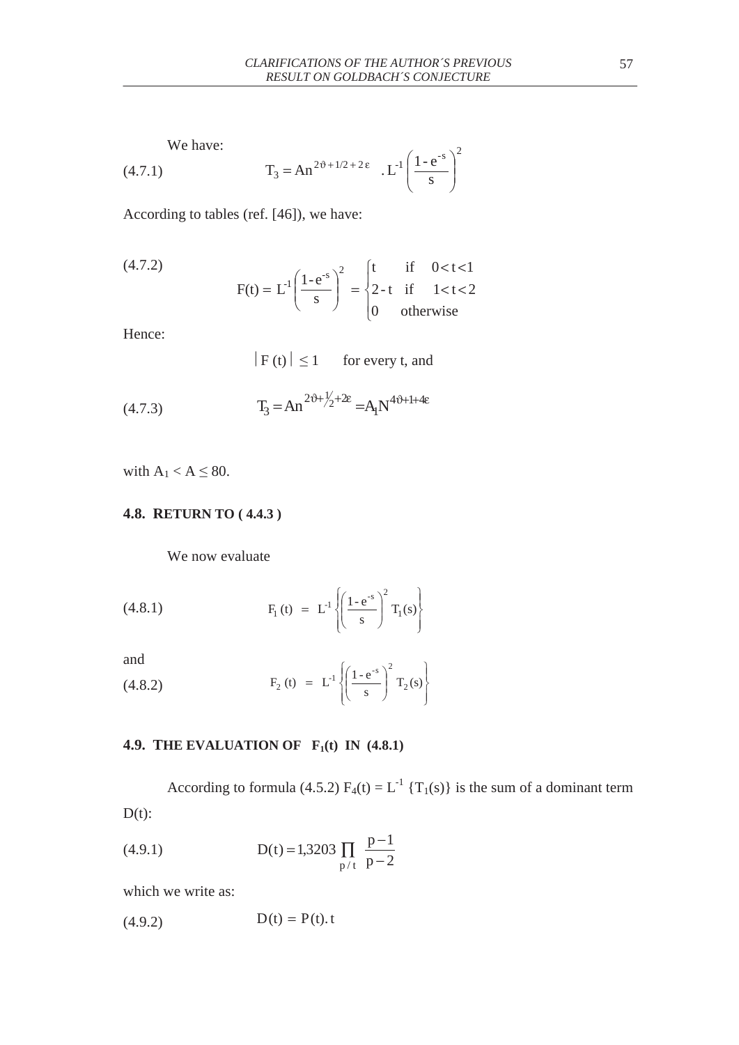We have:

$$T_3 = An^{2\vartheta + 1/2 + 2\varepsilon} \;.\; L^{-1}\left(\frac{1 - e^{-s}}{s}\right)^2 \tag{4.7.1}$$

According to tables (ref. [46]), we have:

$$F(t) = L^{-1}\left(\frac{1 - e^{-s}}{s}\right)^2 = \begin{cases} t & \text{if} \quad 0 < t < 1 \\ 2 - t & \text{if} \quad 1 < t < 2 \\ 0 & \text{otherwise} \end{cases} \tag{4.7.2}$$

Hence:

$$|F(t)| \leq 1 \qquad \text{for every t, and}$$

$$T_3 = An^{2\vartheta + 1/2 + 2\varepsilon} = A_1 N^{4\vartheta + 1 + 4\varepsilon} \tag{4.7.3}$$

with $A_1 < A \leq 80$.

## 4.8. RETURN TO ( 4.4.3 )

We now evaluate

$$F_1(t) = L^{-1}\left\{\left(\frac{1 - e^{-s}}{s}\right)^2 T_1(s)\right\} \tag{4.8.1}$$

and

$$F_2(t) = L^{-1}\left\{\left(\frac{1 - e^{-s}}{s}\right)^2 T_2(s)\right\} \tag{4.8.2}$$

## 4.9. THE EVALUATION OF $F_1(t)$ IN (4.8.1)

According to formula (4.5.2) $F_4(t) = L^{-1}\{T_1(s)\}$ is the sum of a dominant term $D(t)$:

$$D(t) = 1{,}3203 \prod_{p/t} \frac{p - 1}{p - 2} \tag{4.9.1}$$

which we write as:

$$D(t) = P(t).\, t \tag{4.9.2}$$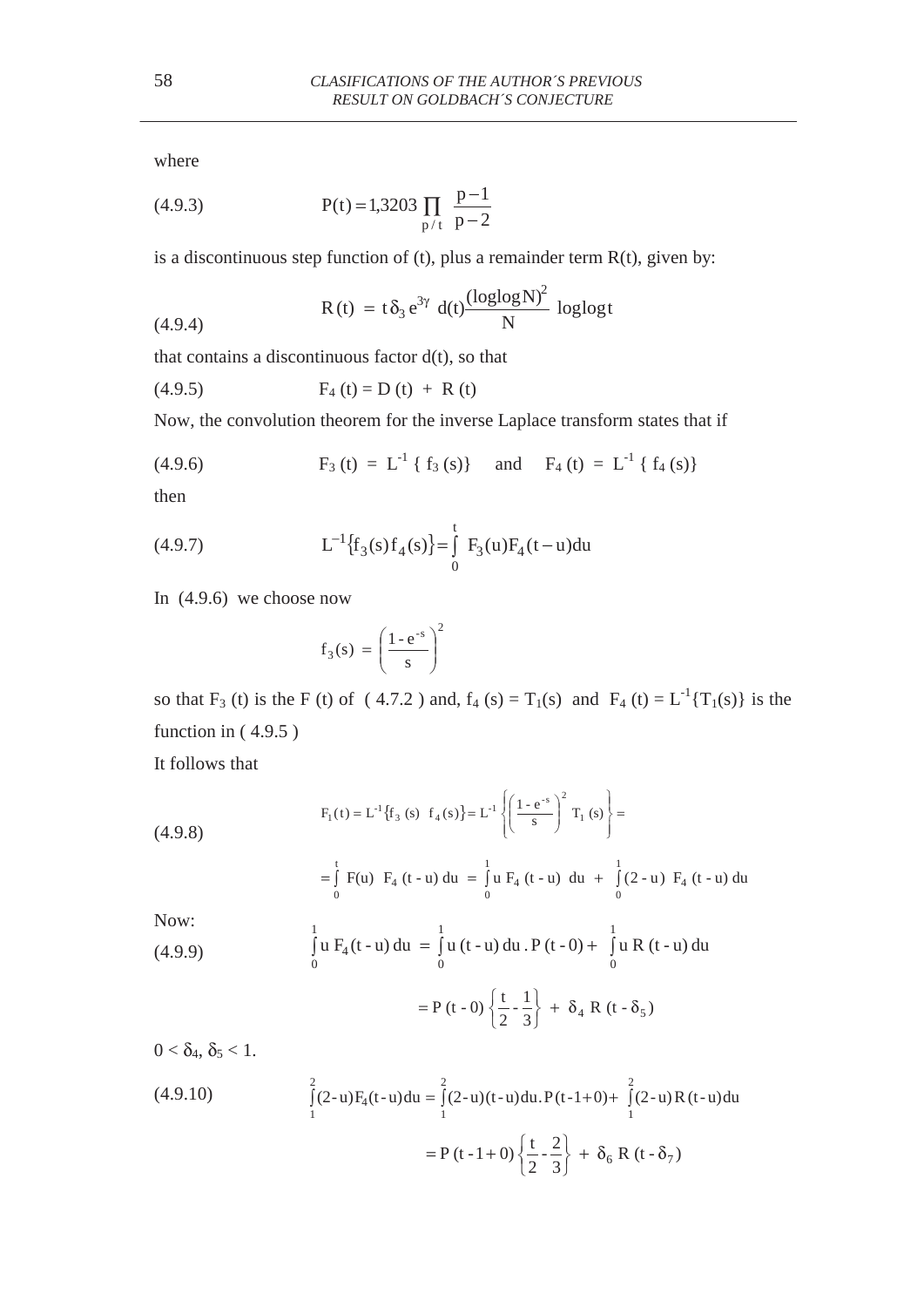where

$$P(t) = 1{,}3203 \prod_{p/t} \frac{p-1}{p-2} \tag{4.9.3}$$

is a discontinuous step function of (t), plus a remainder term R(t), given by:

$$R(t) = t\,\delta_3\, e^{3\gamma}\, d(t) \frac{(\log\log N)^2}{N} \log\log t \tag{4.9.4}$$

that contains a discontinuous factor d(t), so that

$$F_4(t) = D(t) + R(t) \tag{4.9.5}$$

Now, the convolution theorem for the inverse Laplace transform states that if

$$F_3(t) = L^{-1}\{f_3(s)\} \quad \text{and} \quad F_4(t) = L^{-1}\{f_4(s)\} \tag{4.9.6}$$

then

$$L^{-1}\{f_3(s) f_4(s)\} = \int_0^t F_3(u) F_4(t-u)\,du \tag{4.9.7}$$

In (4.9.6) we choose now

$$f_3(s) = \left(\frac{1-e^{-s}}{s}\right)^2$$

so that $F_3(t)$ is the F (t) of ( 4.7.2 ) and, $f_4(s) = T_1(s)$ and $F_4(t) = L^{-1}\{T_1(s)\}$ is the function in ( 4.9.5 )

It follows that

$$F_1(t) = L^{-1}\{f_3(s)\ f_4(s)\} = L^{-1}\left\{\left(\frac{1-e^{-s}}{s}\right)^2 T_1(s)\right\} = \tag{4.9.8}$$

$$= \int_0^t F(u)\ F_4(t-u)\,du = \int_0^1 u\,F_4(t-u)\,du + \int_0^1 (2-u)\ F_4(t-u)\,du$$

Now:

$$\int_0^1 u\,F_4(t-u)\,du = \int_0^1 u\,(t-u)\,du\,.\,P(t-0) + \int_0^1 u\,R(t-u)\,du \tag{4.9.9}$$

$$= P(t-0)\left\{\frac{t}{2} - \frac{1}{3}\right\} + \delta_4\ R(t-\delta_5)$$

$0 < \delta_4, \delta_5 < 1.$

$$\int_1^2 (2-u) F_4(t-u)\,du = \int_1^2 (2-u)(t-u)\,du\,.\,P(t-1+0) + \int_1^2 (2-u)\,R(t-u)\,du \tag{4.9.10}$$

$$= P(t-1+0)\left\{\frac{t}{2} - \frac{2}{3}\right\} + \delta_6\ R(t-\delta_7)$$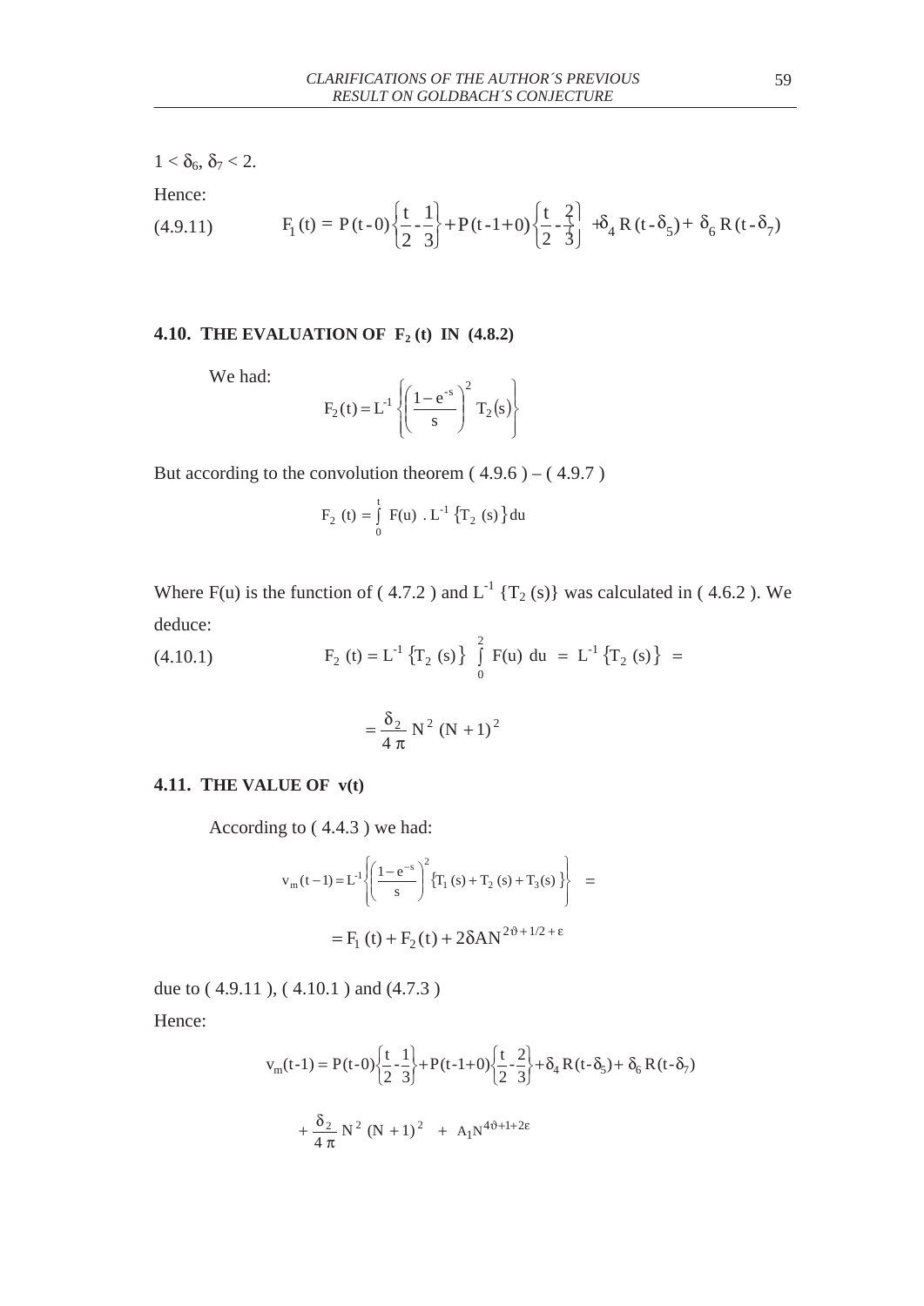$1 < \delta_6, \delta_7 < 2.$

Hence:

$$F_1(t) = P(t-0)\left\{\frac{t}{2}-\frac{1}{3}\right\}+P(t-1+0)\left\{\frac{t}{2}-\frac{2}{3}\right\}+\delta_4 R(t-\delta_5)+\delta_6 R(t-\delta_7) \tag{4.9.11}$$

## 4.10. THE EVALUATION OF $F_2(t)$ IN (4.8.2)

We had:

$$F_2(t) = L^{-1}\left\{\left(\frac{1-e^{-s}}{s}\right)^2 T_2(s)\right\}$$

But according to the convolution theorem ( 4.9.6 ) – ( 4.9.7 )

$$F_2(t) = \int_0^t F(u)\,.\,L^{-1}\{T_2(s)\}\,du$$

Where F(u) is the function of ( 4.7.2 ) and $L^{-1}\{T_2(s)\}$ was calculated in ( 4.6.2 ). We deduce:

$$F_2(t) = L^{-1}\{T_2(s)\}\int_0^2 F(u)\,du = L^{-1}\{T_2(s)\} = \tag{4.10.1}$$

$$= \frac{\delta_2}{4\pi}N^2(N+1)^2$$

## 4.11. THE VALUE OF v(t)

According to ( 4.4.3 ) we had:

$$v_m(t-1) = L^{-1}\left\{\left(\frac{1-e^{-s}}{s}\right)^2\{T_1(s)+T_2(s)+T_3(s)\}\right\} =$$

$$= F_1(t) + F_2(t) + 2\delta A N^{2\vartheta+1/2+\varepsilon}$$

due to ( 4.9.11 ), ( 4.10.1 ) and (4.7.3 )

Hence:

$$v_m(t-1) = P(t-0)\left\{\frac{t}{2}-\frac{1}{3}\right\}+P(t-1+0)\left\{\frac{t}{2}-\frac{2}{3}\right\}+\delta_4 R(t-\delta_5)+\delta_6 R(t-\delta_7)$$

$$+\frac{\delta_2}{4\pi}N^2(N+1)^2 + A_1 N^{4\vartheta+1+2\varepsilon}$$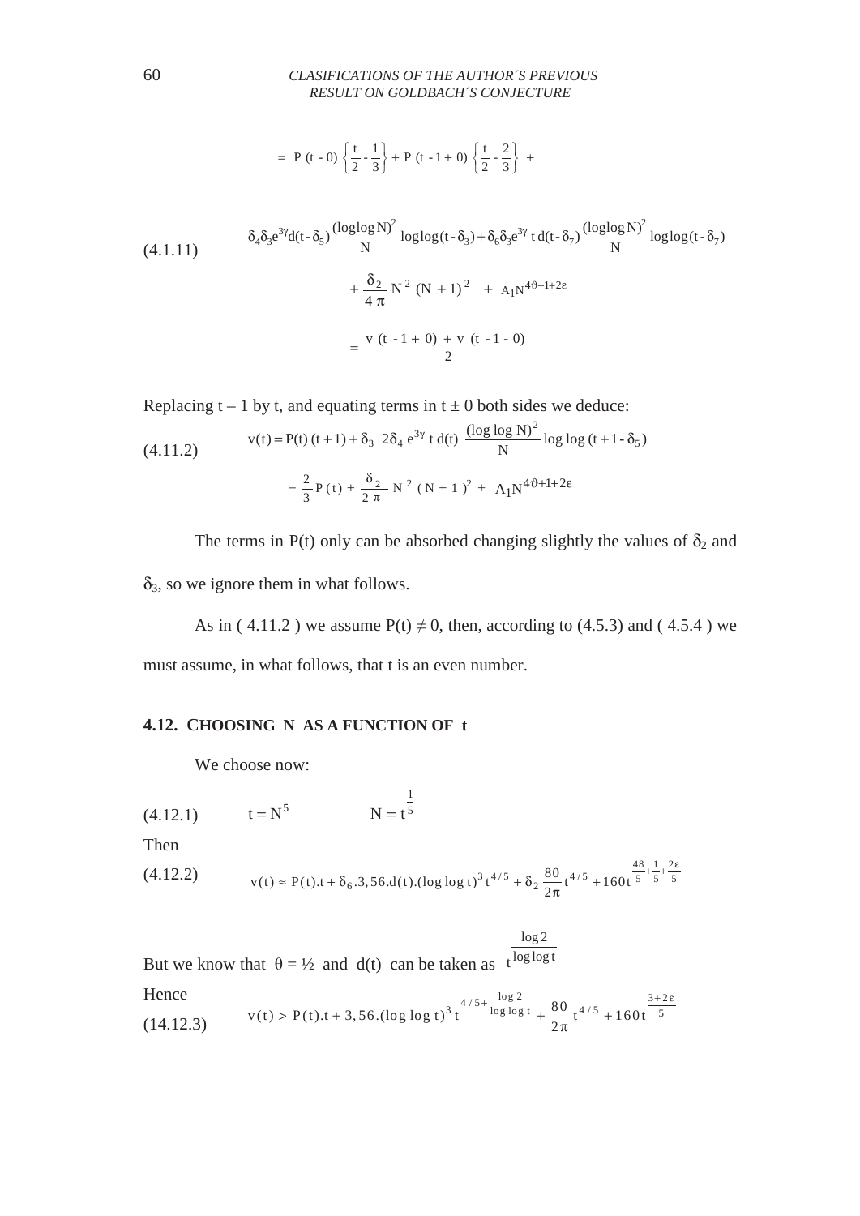$$= P(t-0)\left\{\frac{t}{2}-\frac{1}{3}\right\} + P(t-1+0)\left\{\frac{t}{2}-\frac{2}{3}\right\} +$$

(4.1.11)

$$\delta_4\delta_3 e^{3\gamma} d(t-\delta_5)\frac{(\log\log N)^2}{N}\log\log(t-\delta_3)+\delta_6\delta_3 e^{3\gamma}\, t\, d(t-\delta_7)\frac{(\log\log N)^2}{N}\log\log(t-\delta_7)$$

$$+\frac{\delta_2}{4\pi}N^2(N+1)^2 + A_1 N^{4\vartheta+1+2\varepsilon}$$

$$=\frac{v(t-1+0)+v(t-1-0)}{2}$$

Replacing $t-1$ by t, and equating terms in $t \pm 0$ both sides we deduce:

(4.11.2)

$$v(t) = P(t)(t+1) + \delta_3 \; 2\delta_4 e^{3\gamma}\, t\, d(t)\; \frac{(\log\log N)^2}{N}\log\log(t+1-\delta_5)$$

$$-\frac{2}{3}P(t) + \frac{\delta_2}{2\pi}N^2(N+1)^2 + A_1 N^{4\vartheta+1+2\varepsilon}$$

The terms in P(t) only can be absorbed changing slightly the values of $\delta_2$ and $\delta_3$, so we ignore them in what follows.

As in ( 4.11.2 ) we assume $P(t) \neq 0$, then, according to (4.5.3) and ( 4.5.4 ) we must assume, in what follows, that t is an even number.

### 4.12. CHOOSING N AS A FUNCTION OF t

We choose now:

(4.12.1) $\qquad t = N^5 \qquad\qquad N = t^{\frac{1}{5}}$

Then

(4.12.2)

$$v(t) \approx P(t).t + \delta_6.3,56.d(t).(\log\log t)^3 t^{4/5} + \delta_2\frac{80}{2\pi}t^{4/5} + 160 t^{\frac{48}{5}+\frac{1}{5}+\frac{2\varepsilon}{5}}$$

But we know that $\theta = ½$ and d(t) can be taken as $t^{\frac{\log 2}{\log\log t}}$

Hence

(14.12.3)

$$v(t) > P(t).t + 3,56.(\log\log t)^3 t^{4/5+\frac{\log 2}{\log\log t}} + \frac{80}{2\pi}t^{4/5} + 160 t^{\frac{3+2\varepsilon}{5}}$$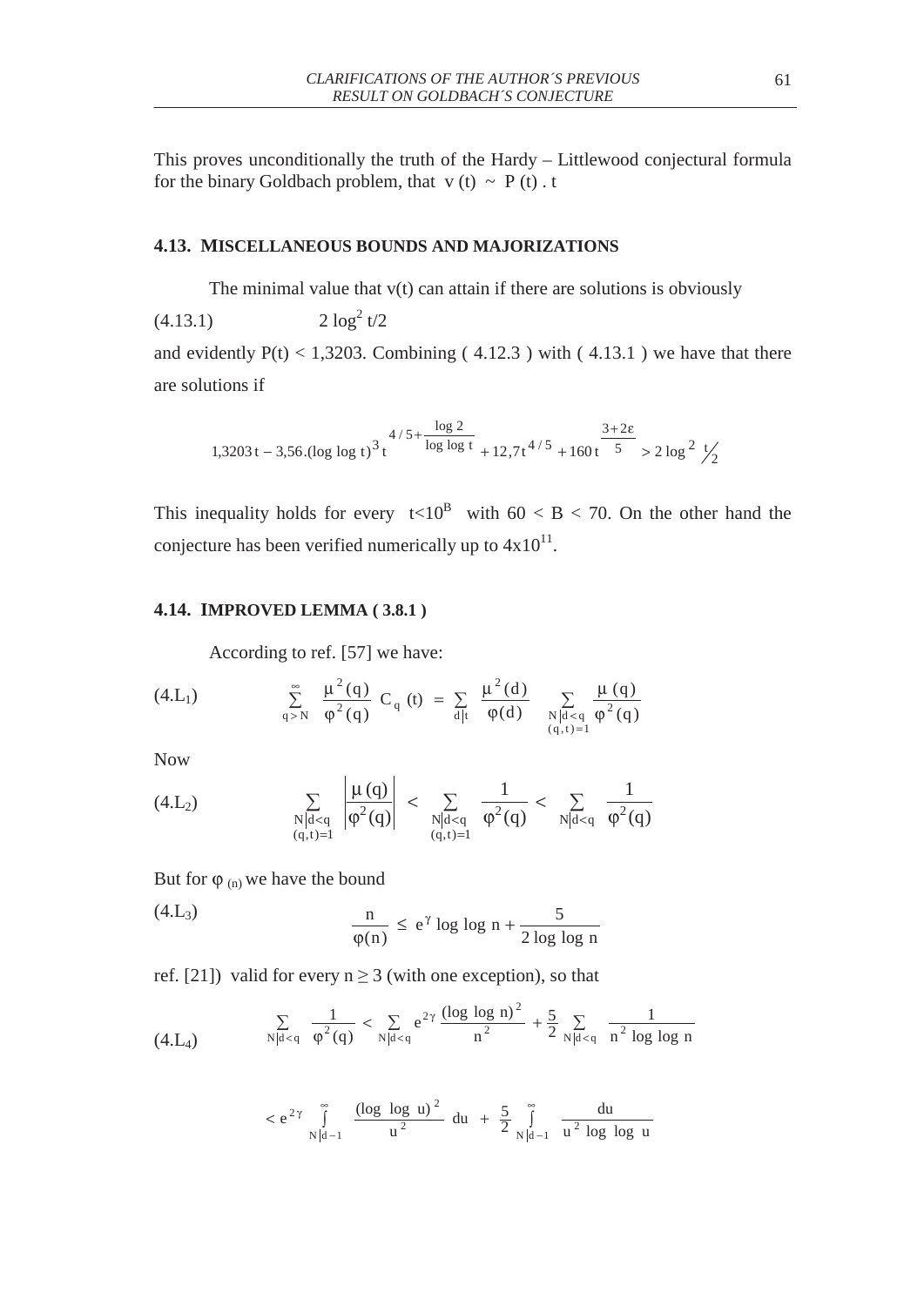This proves unconditionally the truth of the Hardy – Littlewood conjectural formula for the binary Goldbach problem, that $v(t) \sim P(t) \cdot t$

### 4.13. MISCELLANEOUS BOUNDS AND MAJORIZATIONS

The minimal value that v(t) can attain if there are solutions is obviously

$$(4.13.1) \qquad 2 \log^2 t/2$$

and evidently $P(t) < 1{,}3203$. Combining ( 4.12.3 ) with ( 4.13.1 ) we have that there are solutions if

$$1{,}3203\, t - 3{,}56 . (\log \log t)^3\, t^{4/5 + \frac{\log 2}{\log \log t}} + 12{,}7 t^{4/5} + 160\, t^{\frac{3+2\varepsilon}{5}} > 2 \log^2 t/2$$

This inequality holds for every $t<10^B$ with $60 < B < 70$. On the other hand the conjecture has been verified numerically up to $4\text{x}10^{11}$.

### 4.14. IMPROVED LEMMA ( 3.8.1 )

According to ref. [57] we have:

$$(4.L_1) \qquad \sum_{q>N}^{\infty} \frac{\mu^2(q)}{\varphi^2(q)} C_q(t) = \sum_{d|t} \frac{\mu^2(d)}{\varphi(d)} \sum_{\substack{N|d<q \\ (q,t)=1}} \frac{\mu(q)}{\varphi^2(q)}$$

Now

$$(4.L_2) \qquad \sum_{\substack{N|d<q \\ (q,t)=1}} \left| \frac{\mu(q)}{\varphi^2(q)} \right| < \sum_{\substack{N|d<q \\ (q,t)=1}} \frac{1}{\varphi^2(q)} < \sum_{N|d<q} \frac{1}{\varphi^2(q)}$$

But for $\varphi_{(n)}$ we have the bound

$$(4.L_3) \qquad \frac{n}{\varphi(n)} \leq e^{\gamma} \log \log n + \frac{5}{2 \log \log n}$$

ref. [21]) valid for every $n \geq 3$ (with one exception), so that

$$(4.L_4) \qquad \sum_{N|d<q} \frac{1}{\varphi^2(q)} < \sum_{N|d<q} e^{2\gamma} \frac{(\log \log n)^2}{n^2} + \frac{5}{2} \sum_{N|d<q} \frac{1}{n^2 \log \log n}$$

$$< e^{2\gamma} \int_{N|d-1}^{\infty} \frac{(\log \log u)^2}{u^2}\, du + \frac{5}{2} \int_{N|d-1}^{\infty} \frac{du}{u^2 \log \log u}$$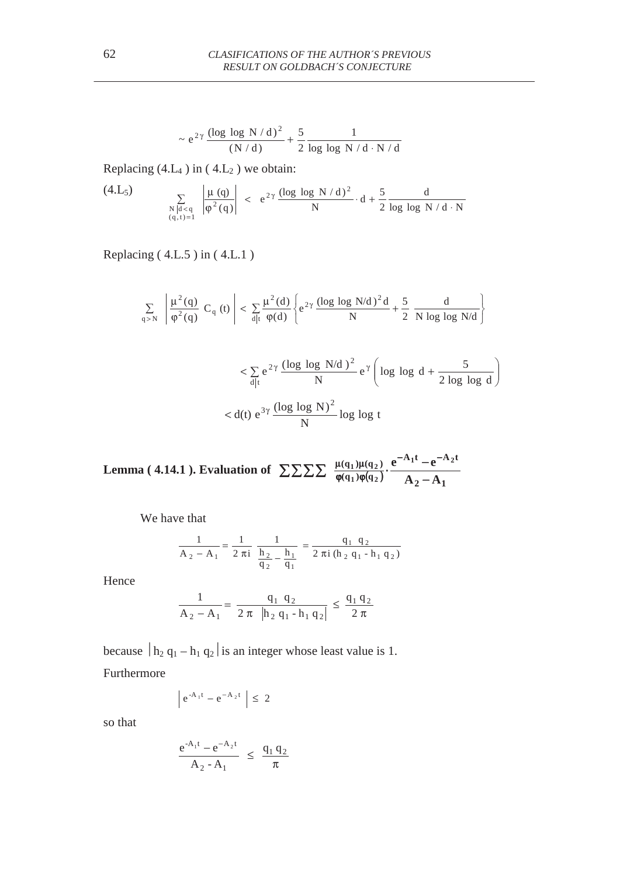$$\sim e^{2\gamma}\,\frac{(\log\ \log\ N/d)^2}{(N/d)}+\frac{5}{2}\,\frac{1}{\log\ \log\ N/d\cdot N/d}$$

Replacing ($4.L_4$ ) in ( $4.L_2$ ) we obtain:

$$(4.L_5)\qquad \sum_{\substack{N\,|d<q\\(q,t)=1}}\left|\frac{\mu\ (q)}{\varphi^2(q)}\right| \;<\; e^{2\gamma}\,\frac{(\log\ \log\ N/d)^2}{N}\cdot d+\frac{5}{2}\,\frac{d}{\log\ \log\ N/d\cdot N}$$

Replacing ( 4.L.5 ) in ( 4.L.1 )

$$\sum_{q>N}\left|\frac{\mu^2(q)}{\varphi^2(q)}\ C_q\ (t)\right| < \sum_{d|t}\frac{\mu^2(d)}{\varphi(d)}\left\{e^{2\gamma}\,\frac{(\log\ \log\ N/d)^2 d}{N}+\frac{5}{2}\ \frac{d}{N\log\log N/d}\right\}$$

$$<\sum_{d|t}e^{2\gamma}\,\frac{(\log\ \log\ N/d)^2}{N}\,e^{\gamma}\left(\log\ \log\ d+\frac{5}{2\log\ \log\ d}\right)$$

$$<d(t)\ e^{3\gamma}\,\frac{(\log\log\ N)^2}{N}\log\log\ t$$

**Lemma ( 4.14.1 ). Evaluation of** $\sum\sum\sum\sum\ \frac{\mu(q_1)\mu(q_2)}{\varphi(q_1)\varphi(q_2)}\cdot\frac{e^{-A_1t}-e^{-A_2t}}{A_2-A_1}$

We have that

$$\frac{1}{A_2-A_1}=\frac{1}{2\pi i}\ \frac{1}{\frac{h_2}{q_2}-\frac{h_1}{q_1}}=\frac{q_1\ q_2}{2\pi i\,(h_2\ q_1 - h_1\ q_2)}$$

Hence

$$\frac{1}{A_2-A_1}=\frac{q_1\ q_2}{2\pi\ \ |h_2\ q_1 - h_1\ q_2|}\ \le\ \frac{q_1\,q_2}{2\pi}$$

because $|h_2\ q_1 - h_1\ q_2|$ is an integer whose least value is 1.

Furthermore

$$\left|e^{-A_1t}-e^{-A_2t}\ \right|\ \le\ 2$$

so that

$$\frac{e^{-A_1t}-e^{-A_2t}}{A_2-A_1}\ \le\ \frac{q_1\,q_2}{\pi}$$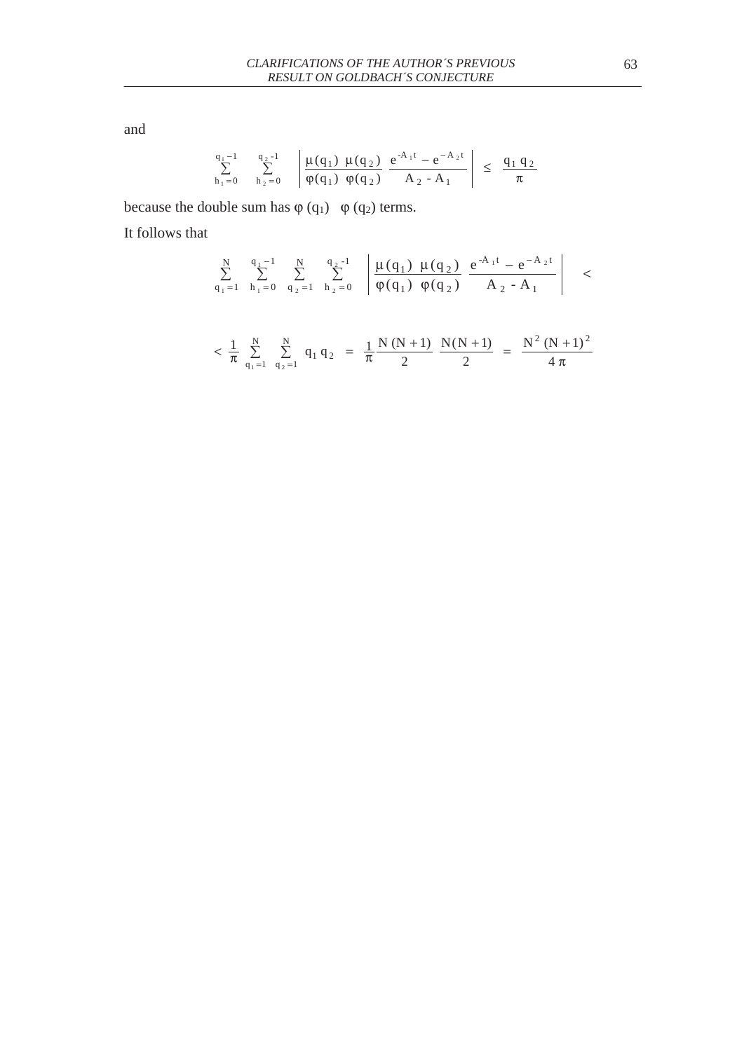and

$$\sum_{h_1=0}^{q_1-1} \sum_{h_2=0}^{q_2-1} \left| \frac{\mu(q_1)\ \mu(q_2)}{\varphi(q_1)\ \varphi(q_2)} \ \frac{e^{-A_1 t} - e^{-A_2 t}}{A_2 - A_1} \right| \ \leq \ \frac{q_1\, q_2}{\pi}$$

because the double sum has $\varphi(q_1)\ \ \varphi(q_2)$ terms.

It follows that

$$\sum_{q_1=1}^{N} \sum_{h_1=0}^{q_1-1} \sum_{q_2=1}^{N} \sum_{h_2=0}^{q_2-1} \left| \frac{\mu(q_1)\ \mu(q_2)}{\varphi(q_1)\ \varphi(q_2)} \ \frac{e^{-A_1 t} - e^{-A_2 t}}{A_2 - A_1} \right| \quad <$$

$$< \frac{1}{\pi} \sum_{q_1=1}^{N} \sum_{q_2=1}^{N} q_1\, q_2 \ = \ \frac{1}{\pi} \frac{N(N+1)}{2} \ \frac{N(N+1)}{2} \ = \ \frac{N^2\,(N+1)^2}{4\,\pi}$$